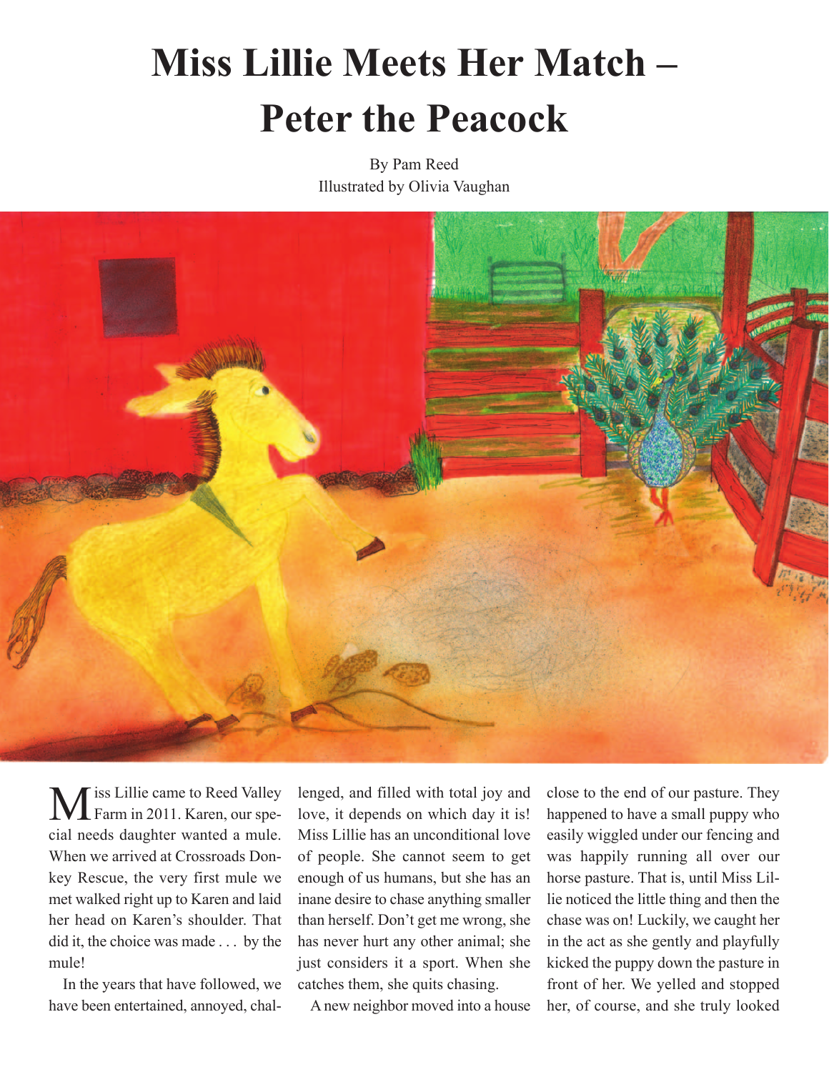# Miss Lillie Meets Her Match – Peter the Peacock

By Pam Reed
Illustrated by Olivia Vaughan

Miss Lillie came to Reed Valley Farm in 2011. Karen, our special needs daughter wanted a mule. When we arrived at Crossroads Donkey Rescue, the very first mule we met walked right up to Karen and laid her head on Karen's shoulder. That did it, the choice was made . . . by the mule!

In the years that have followed, we have been entertained, annoyed, challenged, and filled with total joy and love, it depends on which day it is! Miss Lillie has an unconditional love of people. She cannot seem to get enough of us humans, but she has an inane desire to chase anything smaller than herself. Don't get me wrong, she has never hurt any other animal; she just considers it a sport. When she catches them, she quits chasing.

A new neighbor moved into a house close to the end of our pasture. They happened to have a small puppy who easily wiggled under our fencing and was happily running all over our horse pasture. That is, until Miss Lillie noticed the little thing and then the chase was on! Luckily, we caught her in the act as she gently and playfully kicked the puppy down the pasture in front of her. We yelled and stopped her, of course, and she truly looked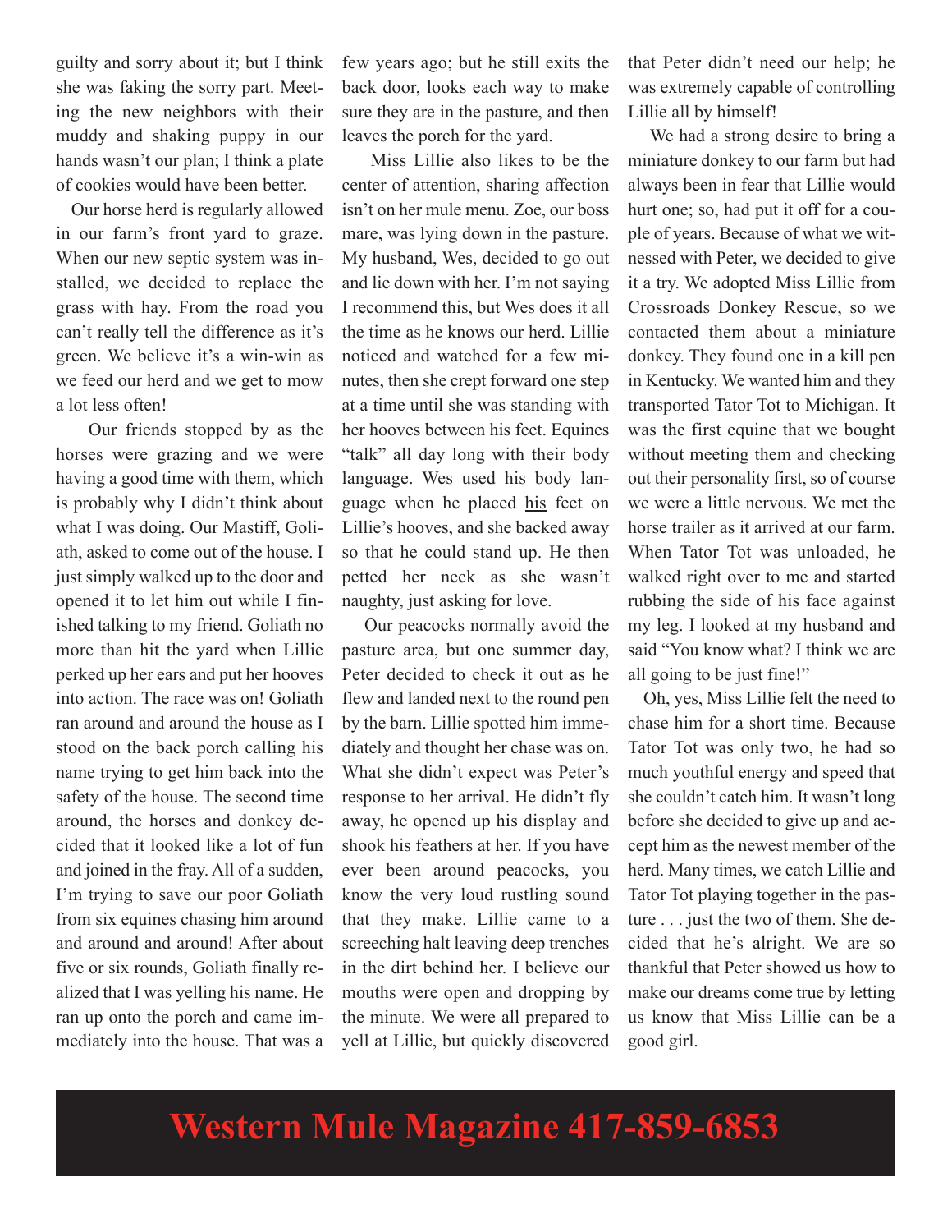guilty and sorry about it; but I think she was faking the sorry part. Meeting the new neighbors with their muddy and shaking puppy in our hands wasn't our plan; I think a plate of cookies would have been better.

Our horse herd is regularly allowed in our farm's front yard to graze. When our new septic system was installed, we decided to replace the grass with hay. From the road you can't really tell the difference as it's green. We believe it's a win-win as we feed our herd and we get to mow a lot less often!

Our friends stopped by as the horses were grazing and we were having a good time with them, which is probably why I didn't think about what I was doing. Our Mastiff, Goliath, asked to come out of the house. I just simply walked up to the door and opened it to let him out while I finished talking to my friend. Goliath no more than hit the yard when Lillie perked up her ears and put her hooves into action. The race was on! Goliath ran around and around the house as I stood on the back porch calling his name trying to get him back into the safety of the house. The second time around, the horses and donkey decided that it looked like a lot of fun and joined in the fray. All of a sudden, I'm trying to save our poor Goliath from six equines chasing him around and around and around! After about five or six rounds, Goliath finally realized that I was yelling his name. He ran up onto the porch and came immediately into the house. That was a few years ago; but he still exits the back door, looks each way to make sure they are in the pasture, and then leaves the porch for the yard.

Miss Lillie also likes to be the center of attention, sharing affection isn't on her mule menu. Zoe, our boss mare, was lying down in the pasture. My husband, Wes, decided to go out and lie down with her. I'm not saying I recommend this, but Wes does it all the time as he knows our herd. Lillie noticed and watched for a few minutes, then she crept forward one step at a time until she was standing with her hooves between his feet. Equines "talk" all day long with their body language. Wes used his body language when he placed <u>his</u> feet on Lillie's hooves, and she backed away so that he could stand up. He then petted her neck as she wasn't naughty, just asking for love.

Our peacocks normally avoid the pasture area, but one summer day, Peter decided to check it out as he flew and landed next to the round pen by the barn. Lillie spotted him immediately and thought her chase was on. What she didn't expect was Peter's response to her arrival. He didn't fly away, he opened up his display and shook his feathers at her. If you have ever been around peacocks, you know the very loud rustling sound that they make. Lillie came to a screeching halt leaving deep trenches in the dirt behind her. I believe our mouths were open and dropping by the minute. We were all prepared to yell at Lillie, but quickly discovered that Peter didn't need our help; he was extremely capable of controlling Lillie all by himself!

We had a strong desire to bring a miniature donkey to our farm but had always been in fear that Lillie would hurt one; so, had put it off for a couple of years. Because of what we witnessed with Peter, we decided to give it a try. We adopted Miss Lillie from Crossroads Donkey Rescue, so we contacted them about a miniature donkey. They found one in a kill pen in Kentucky. We wanted him and they transported Tator Tot to Michigan. It was the first equine that we bought without meeting them and checking out their personality first, so of course we were a little nervous. We met the horse trailer as it arrived at our farm. When Tator Tot was unloaded, he walked right over to me and started rubbing the side of his face against my leg. I looked at my husband and said "You know what? I think we are all going to be just fine!"

Oh, yes, Miss Lillie felt the need to chase him for a short time. Because Tator Tot was only two, he had so much youthful energy and speed that she couldn't catch him. It wasn't long before she decided to give up and accept him as the newest member of the herd. Many times, we catch Lillie and Tator Tot playing together in the pasture . . . just the two of them. She decided that he's alright. We are so thankful that Peter showed us how to make our dreams come true by letting us know that Miss Lillie can be a good girl.

**Western Mule Magazine 417-859-6853**